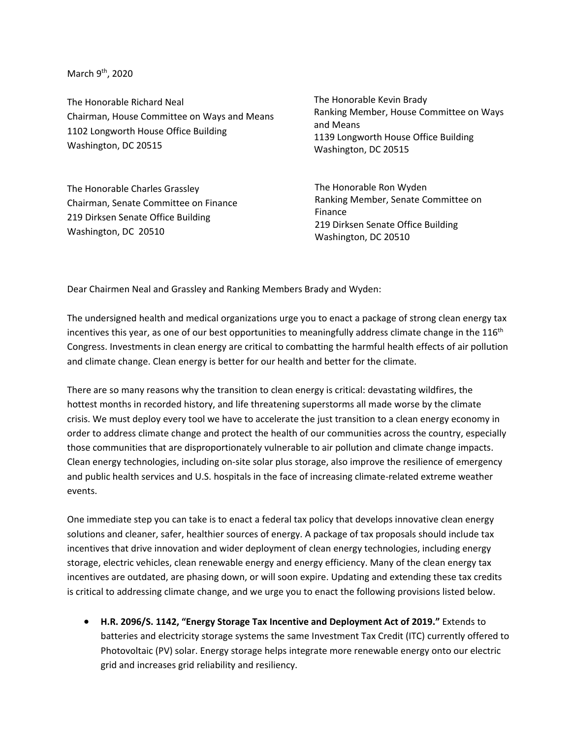March 9th, 2020

The Honorable Richard Neal
Chairman, House Committee on Ways and Means
1102 Longworth House Office Building
Washington, DC 20515

The Honorable Kevin Brady
Ranking Member, House Committee on Ways and Means
1139 Longworth House Office Building
Washington, DC 20515

The Honorable Charles Grassley
Chairman, Senate Committee on Finance
219 Dirksen Senate Office Building
Washington, DC 20510

The Honorable Ron Wyden
Ranking Member, Senate Committee on Finance
219 Dirksen Senate Office Building
Washington, DC 20510

Dear Chairmen Neal and Grassley and Ranking Members Brady and Wyden:

The undersigned health and medical organizations urge you to enact a package of strong clean energy tax incentives this year, as one of our best opportunities to meaningfully address climate change in the 116th Congress. Investments in clean energy are critical to combatting the harmful health effects of air pollution and climate change. Clean energy is better for our health and better for the climate.

There are so many reasons why the transition to clean energy is critical: devastating wildfires, the hottest months in recorded history, and life threatening superstorms all made worse by the climate crisis. We must deploy every tool we have to accelerate the just transition to a clean energy economy in order to address climate change and protect the health of our communities across the country, especially those communities that are disproportionately vulnerable to air pollution and climate change impacts. Clean energy technologies, including on-site solar plus storage, also improve the resilience of emergency and public health services and U.S. hospitals in the face of increasing climate-related extreme weather events.

One immediate step you can take is to enact a federal tax policy that develops innovative clean energy solutions and cleaner, safer, healthier sources of energy. A package of tax proposals should include tax incentives that drive innovation and wider deployment of clean energy technologies, including energy storage, electric vehicles, clean renewable energy and energy efficiency. Many of the clean energy tax incentives are outdated, are phasing down, or will soon expire. Updating and extending these tax credits is critical to addressing climate change, and we urge you to enact the following provisions listed below.

- **H.R. 2096/S. 1142, "Energy Storage Tax Incentive and Deployment Act of 2019."** Extends to batteries and electricity storage systems the same Investment Tax Credit (ITC) currently offered to Photovoltaic (PV) solar. Energy storage helps integrate more renewable energy onto our electric grid and increases grid reliability and resiliency.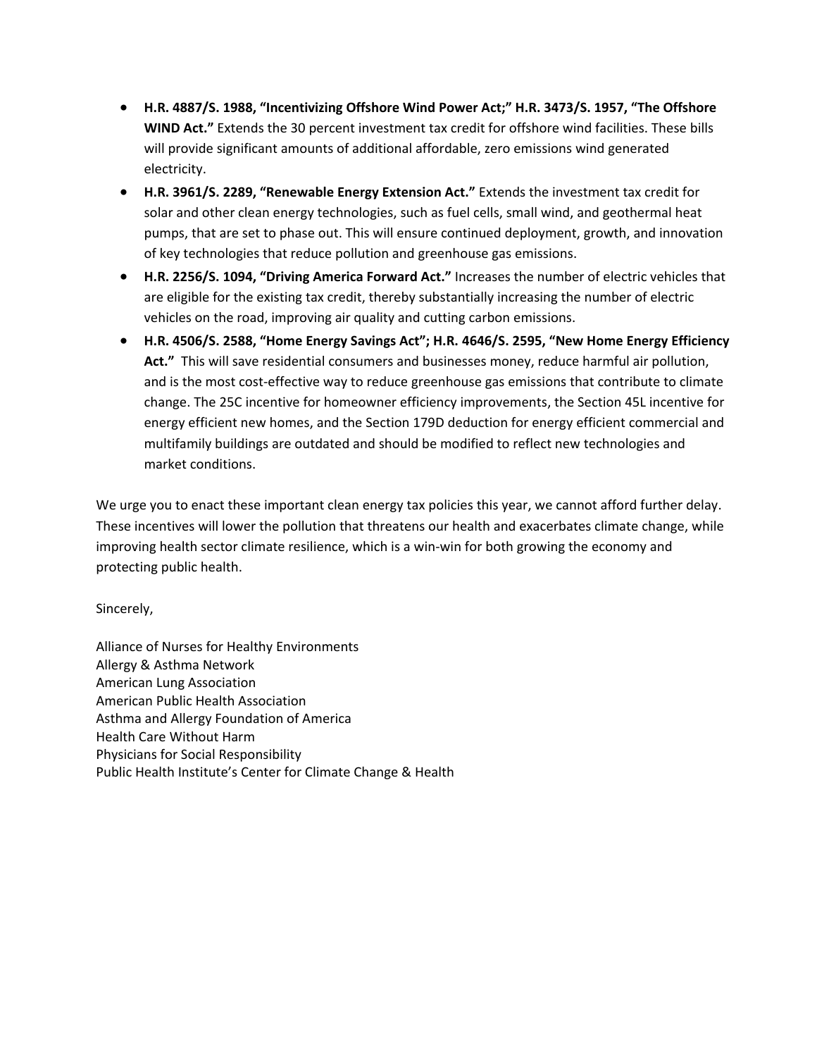- **H.R. 4887/S. 1988, "Incentivizing Offshore Wind Power Act;" H.R. 3473/S. 1957, "The Offshore WIND Act."** Extends the 30 percent investment tax credit for offshore wind facilities. These bills will provide significant amounts of additional affordable, zero emissions wind generated electricity.
- **H.R. 3961/S. 2289, "Renewable Energy Extension Act."** Extends the investment tax credit for solar and other clean energy technologies, such as fuel cells, small wind, and geothermal heat pumps, that are set to phase out. This will ensure continued deployment, growth, and innovation of key technologies that reduce pollution and greenhouse gas emissions.
- **H.R. 2256/S. 1094, "Driving America Forward Act."** Increases the number of electric vehicles that are eligible for the existing tax credit, thereby substantially increasing the number of electric vehicles on the road, improving air quality and cutting carbon emissions.
- **H.R. 4506/S. 2588, "Home Energy Savings Act"; H.R. 4646/S. 2595, "New Home Energy Efficiency Act."** This will save residential consumers and businesses money, reduce harmful air pollution, and is the most cost-effective way to reduce greenhouse gas emissions that contribute to climate change. The 25C incentive for homeowner efficiency improvements, the Section 45L incentive for energy efficient new homes, and the Section 179D deduction for energy efficient commercial and multifamily buildings are outdated and should be modified to reflect new technologies and market conditions.

We urge you to enact these important clean energy tax policies this year, we cannot afford further delay. These incentives will lower the pollution that threatens our health and exacerbates climate change, while improving health sector climate resilience, which is a win-win for both growing the economy and protecting public health.

Sincerely,

Alliance of Nurses for Healthy Environments
Allergy & Asthma Network
American Lung Association
American Public Health Association
Asthma and Allergy Foundation of America
Health Care Without Harm
Physicians for Social Responsibility
Public Health Institute's Center for Climate Change & Health